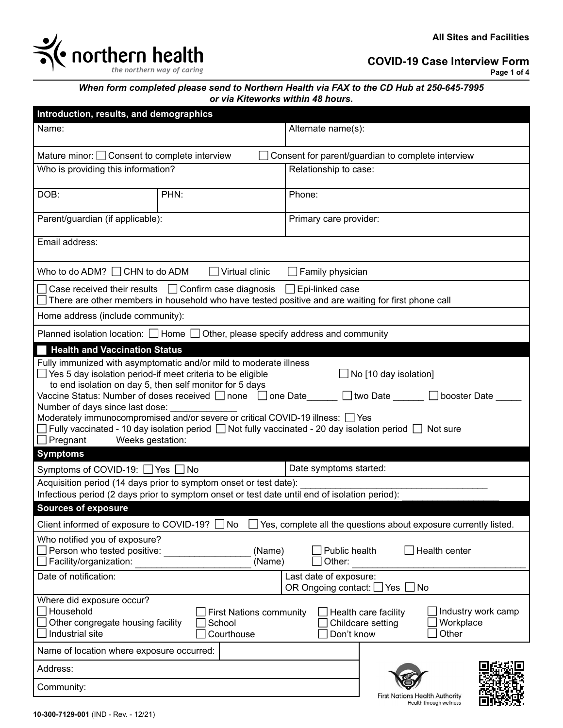northern health
*the northern way of caring*

**All Sites and Facilities**

## COVID-19 Case Interview Form

***When form completed please send to Northern Health via FAX to the CD Hub at 250-645-7995 or via Kiteworks within 48 hours.***

### Introduction, results, and demographics

| Name: | | Alternate name(s): |
|---|---|---|
| Mature minor: ☐ Consent to complete interview ☐ Consent for parent/guardian to complete interview | | |
| Who is providing this information? | | Relationship to case: |
| DOB: | PHN: | Phone: |
| Parent/guardian (if applicable): | | Primary care provider: |
| Email address: | | |
| Who to do ADM? ☐ CHN to do ADM ☐ Virtual clinic ☐ Family physician | | |
| ☐ Case received their results ☐ Confirm case diagnosis ☐ Epi-linked case<br>☐ There are other members in household who have tested positive and are waiting for first phone call | | |
| Home address (include community): | | |
| Planned isolation location: ☐ Home ☐ Other, please specify address and community | | |

### Health and Vaccination Status

Fully immunized with asymptomatic and/or mild to moderate illness
☐ Yes 5 day isolation period-if meet criteria to be eligible to end isolation on day 5, then self monitor for 5 days ☐ No [10 day isolation]
Vaccine Status: Number of doses received ☐ none ☐ one Date______ ☐ two Date ______ ☐ booster Date _____
Number of days since last dose: _____________
Moderately immunocompromised and/or severe or critical COVID-19 illness: ☐ Yes
☐ Fully vaccinated - 10 day isolation period ☐ Not fully vaccinated - 20 day isolation period ☐ Not sure
☐ Pregnant Weeks gestation:

### Symptoms

| Symptoms of COVID-19: ☐ Yes ☐ No | Date symptoms started: |
|---|---|

Acquisition period (14 days prior to symptom onset or test date): _____________________________________
Infectious period (2 days prior to symptom onset or test date until end of isolation period): ___________________

### Sources of exposure

Client informed of exposure to COVID-19? ☐ No ☐ Yes, complete all the questions about exposure currently listed.

Who notified you of exposure?
☐ Person who tested positive: ________________ (Name) ☐ Public health ☐ Health center
☐ Facility/organization: ______________________ (Name) ☐ Other: ___________________________________

| Date of notification: | Last date of exposure:<br>OR Ongoing contact: ☐ Yes ☐ No |
|---|---|

Where did exposure occur?
☐ Household ☐ First Nations community ☐ Health care facility ☐ Industry work camp
☐ Other congregate housing facility ☐ School ☐ Childcare setting ☐ Workplace
☐ Industrial site ☐ Courthouse ☐ Don't know ☐ Other

| Name of location where exposure occurred: | |
|---|---|
| Address: | |
| Community: | |

First Nations Health Authority
Health through wellness

10-300-7129-001 (IND - Rev. - 12/21)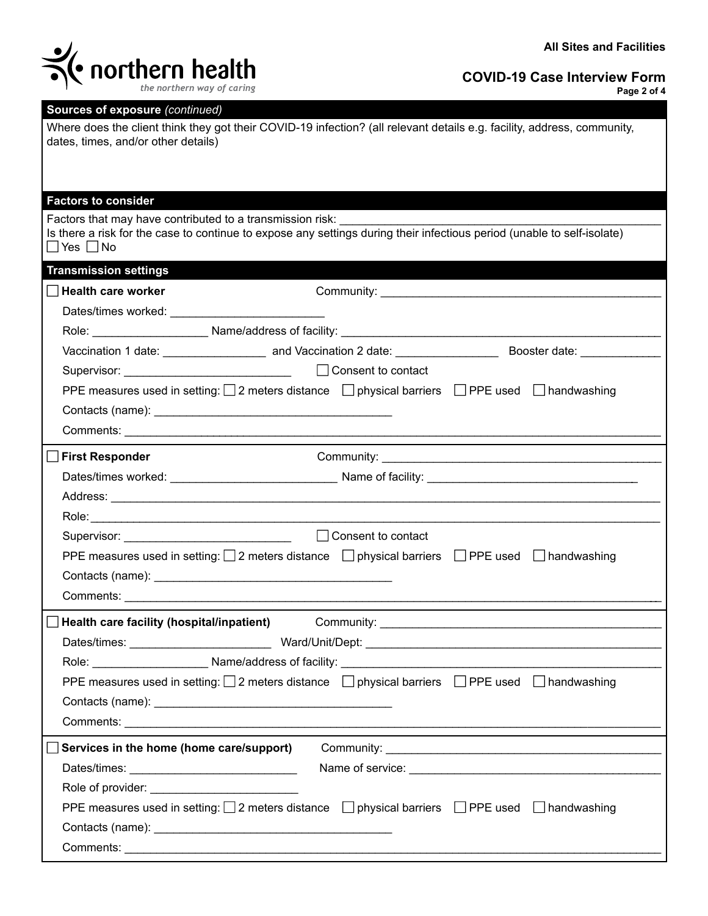## Sources of exposure *(continued)*

Where does the client think they got their COVID-19 infection? (all relevant details e.g. facility, address, community, dates, times, and/or other details)

## Factors to consider

Factors that may have contributed to a transmission risk: ____________________

Is there a risk for the case to continue to expose any settings during their infectious period (unable to self-isolate)
☐ Yes ☐ No

## Transmission settings

☐ **Health care worker** Community: ____________________

Dates/times worked: ____________________

Role: ____________________ Name/address of facility: ____________________

Vaccination 1 date: ____________________ and Vaccination 2 date: ____________________ Booster date: ____________________

Supervisor: ____________________ ☐ Consent to contact

PPE measures used in setting: ☐ 2 meters distance ☐ physical barriers ☐ PPE used ☐ handwashing

Contacts (name): ____________________

Comments: ____________________

☐ **First Responder** Community: ____________________

Dates/times worked: ____________________ Name of facility: ____________________

Address: ____________________

Role: ____________________

Supervisor: ____________________ ☐ Consent to contact

PPE measures used in setting: ☐ 2 meters distance ☐ physical barriers ☐ PPE used ☐ handwashing

Contacts (name): ____________________

Comments: ____________________

☐ **Health care facility (hospital/inpatient)** Community: ____________________

Dates/times: ____________________ Ward/Unit/Dept: ____________________

Role: ____________________ Name/address of facility: ____________________

PPE measures used in setting: ☐ 2 meters distance ☐ physical barriers ☐ PPE used ☐ handwashing

Contacts (name): ____________________

Comments: ____________________

☐ **Services in the home (home care/support)** Community: ____________________

Dates/times: ____________________ Name of service: ____________________

Role of provider: ____________________

PPE measures used in setting: ☐ 2 meters distance ☐ physical barriers ☐ PPE used ☐ handwashing

Contacts (name): ____________________

Comments: ____________________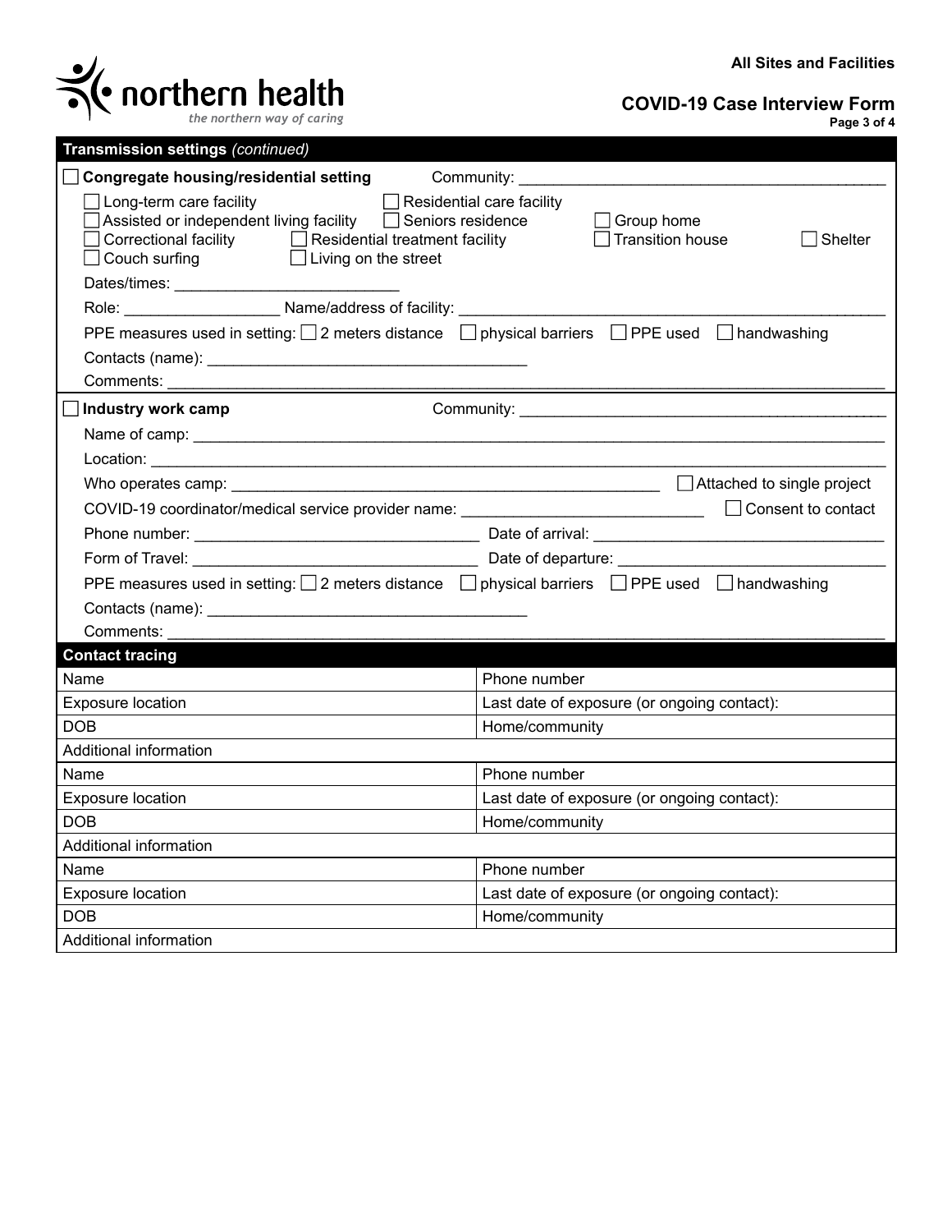## Transmission settings *(continued)*

☐ **Congregate housing/residential setting** Community: ____________________

☐ Long-term care facility ☐ Residential care facility
☐ Assisted or independent living facility ☐ Seniors residence ☐ Group home
☐ Correctional facility ☐ Residential treatment facility ☐ Transition house ☐ Shelter
☐ Couch surfing ☐ Living on the street

Dates/times: ____________________

Role: ____________ Name/address of facility: ____________________

PPE measures used in setting: ☐ 2 meters distance ☐ physical barriers ☐ PPE used ☐ handwashing

Contacts (name): ____________________

Comments: ____________________

☐ **Industry work camp** Community: ____________________

Name of camp: ____________________

Location: ____________________

Who operates camp: ____________________ ☐ Attached to single project

COVID-19 coordinator/medical service provider name: ____________________ ☐ Consent to contact

Phone number: ____________________ Date of arrival: ____________________

Form of Travel: ____________________ Date of departure: ____________________

PPE measures used in setting: ☐ 2 meters distance ☐ physical barriers ☐ PPE used ☐ handwashing

Contacts (name): ____________________

Comments: ____________________

## Contact tracing

| Name | Phone number |
|---|---|
| Exposure location | Last date of exposure (or ongoing contact): |
| DOB | Home/community |
| Additional information | |
| Name | Phone number |
| Exposure location | Last date of exposure (or ongoing contact): |
| DOB | Home/community |
| Additional information | |
| Name | Phone number |
| Exposure location | Last date of exposure (or ongoing contact): |
| DOB | Home/community |
| Additional information | |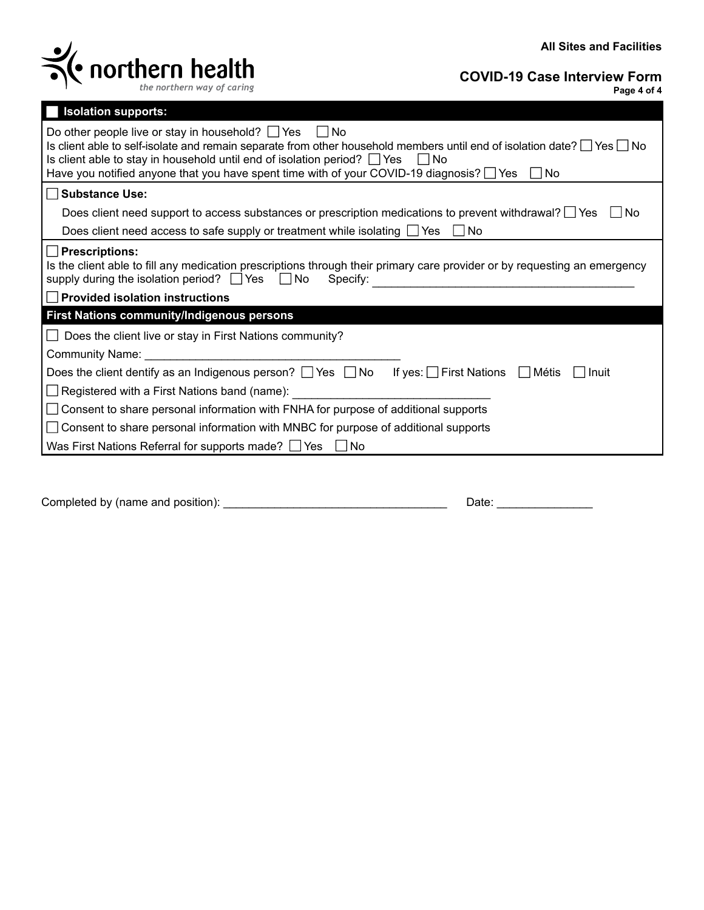**All Sites and Facilities**

northern health
*the northern way of caring*

# COVID-19 Case Interview Form

## ☐ Isolation supports:

Do other people live or stay in household? ☐ Yes ☐ No
Is client able to self-isolate and remain separate from other household members until end of isolation date? ☐ Yes ☐ No
Is client able to stay in household until end of isolation period? ☐ Yes ☐ No
Have you notified anyone that you have spent time with of your COVID-19 diagnosis? ☐ Yes ☐ No

☐ **Substance Use:**

Does client need support to access substances or prescription medications to prevent withdrawal? ☐ Yes ☐ No
Does client need access to safe supply or treatment while isolating ☐ Yes ☐ No

☐ **Prescriptions:**
Is the client able to fill any medication prescriptions through their primary care provider or by requesting an emergency supply during the isolation period? ☐ Yes ☐ No Specify: ________________________________________

☐ **Provided isolation instructions**

## First Nations community/Indigenous persons

☐ Does the client live or stay in First Nations community?

Community Name: ________________________________________

Does the client dentify as an Indigenous person? ☐ Yes ☐ No If yes: ☐ First Nations ☐ Métis ☐ Inuit

☐ Registered with a First Nations band (name): ______________________________

☐ Consent to share personal information with FNHA for purpose of additional supports

☐ Consent to share personal information with MNBC for purpose of additional supports

Was First Nations Referral for supports made? ☐ Yes ☐ No

Completed by (name and position): ___________________________________ Date: _______________